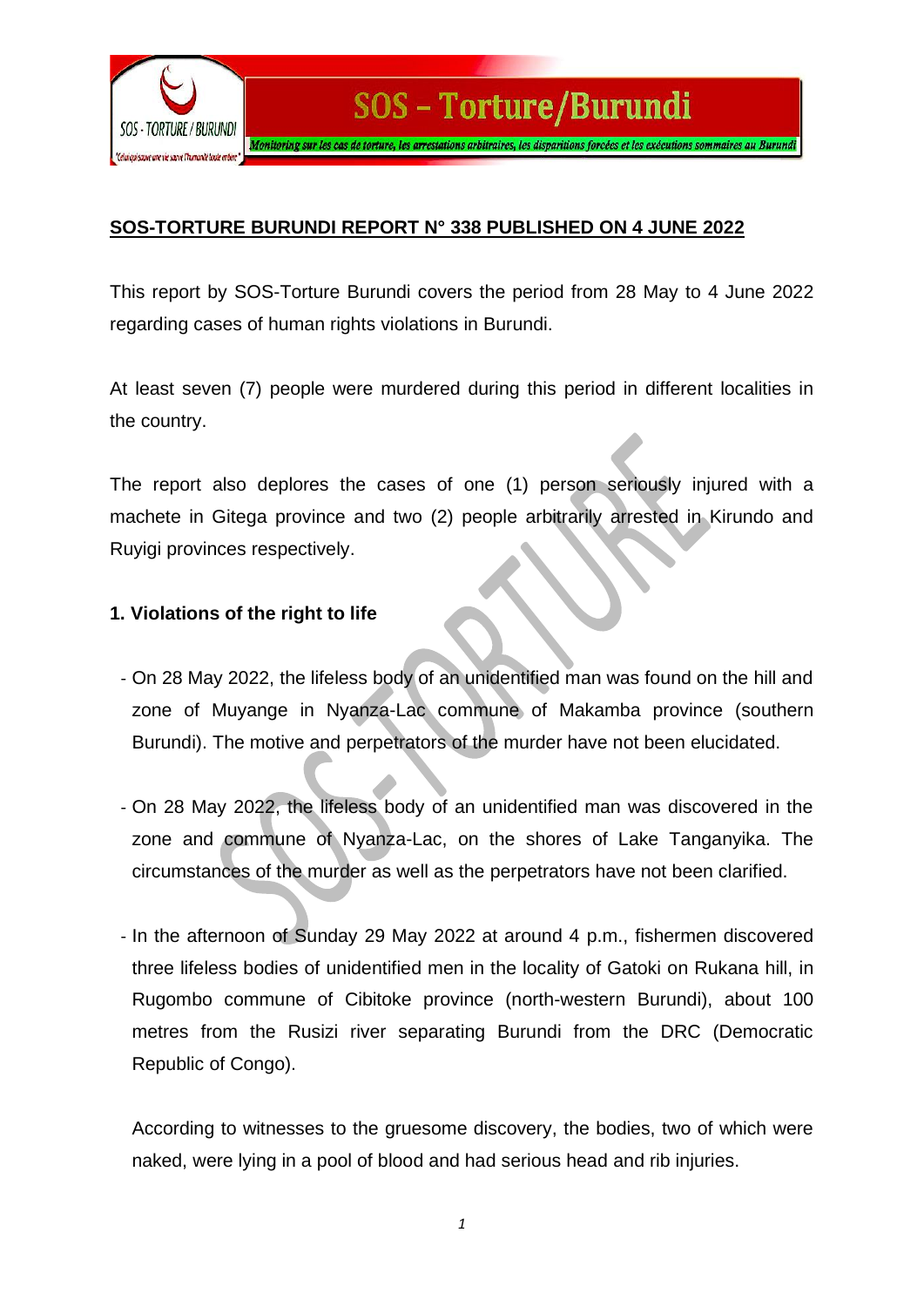## SOS-TORTURE BURUNDI REPORT N° 338 PUBLISHED ON 4 JUNE 2022

This report by SOS-Torture Burundi covers the period from 28 May to 4 June 2022 regarding cases of human rights violations in Burundi.

At least seven (7) people were murdered during this period in different localities in the country.

The report also deplores the cases of one (1) person seriously injured with a machete in Gitega province and two (2) people arbitrarily arrested in Kirundo and Ruyigi provinces respectively.

### 1. Violations of the right to life

- On 28 May 2022, the lifeless body of an unidentified man was found on the hill and zone of Muyange in Nyanza-Lac commune of Makamba province (southern Burundi). The motive and perpetrators of the murder have not been elucidated.

- On 28 May 2022, the lifeless body of an unidentified man was discovered in the zone and commune of Nyanza-Lac, on the shores of Lake Tanganyika. The circumstances of the murder as well as the perpetrators have not been clarified.

- In the afternoon of Sunday 29 May 2022 at around 4 p.m., fishermen discovered three lifeless bodies of unidentified men in the locality of Gatoki on Rukana hill, in Rugombo commune of Cibitoke province (north-western Burundi), about 100 metres from the Rusizi river separating Burundi from the DRC (Democratic Republic of Congo).

  According to witnesses to the gruesome discovery, the bodies, two of which were naked, were lying in a pool of blood and had serious head and rib injuries.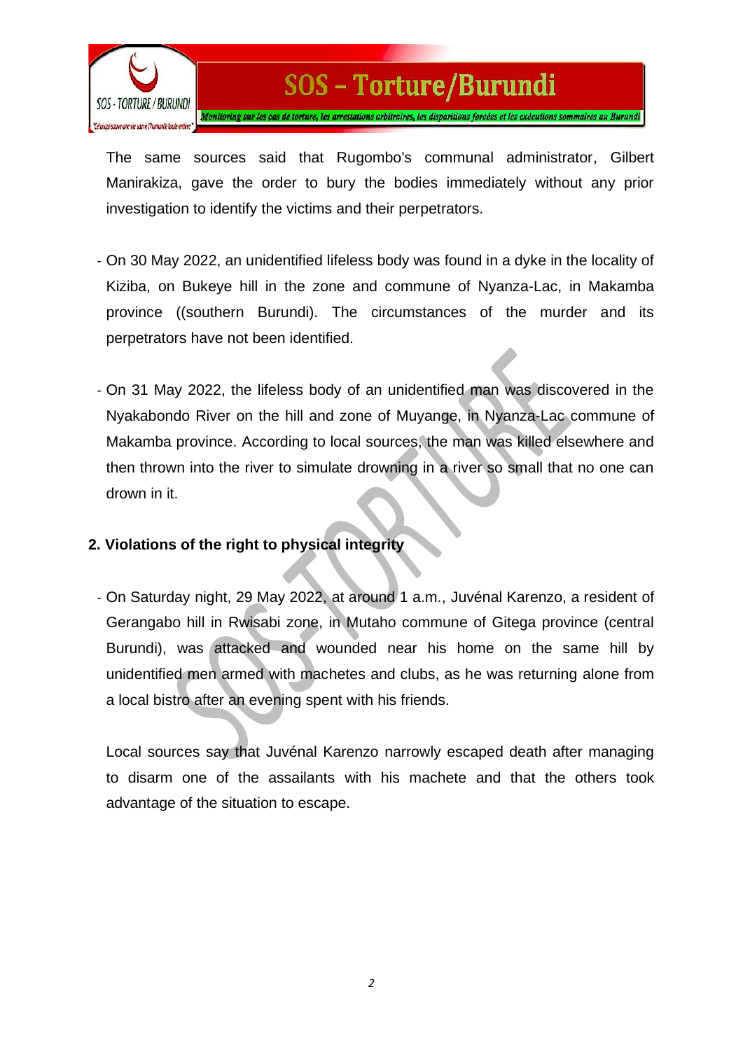The same sources said that Rugombo's communal administrator, Gilbert Manirakiza, gave the order to bury the bodies immediately without any prior investigation to identify the victims and their perpetrators.

- On 30 May 2022, an unidentified lifeless body was found in a dyke in the locality of Kiziba, on Bukeye hill in the zone and commune of Nyanza-Lac, in Makamba province ((southern Burundi). The circumstances of the murder and its perpetrators have not been identified.

- On 31 May 2022, the lifeless body of an unidentified man was discovered in the Nyakabondo River on the hill and zone of Muyange, in Nyanza-Lac commune of Makamba province. According to local sources, the man was killed elsewhere and then thrown into the river to simulate drowning in a river so small that no one can drown in it.

**2. Violations of the right to physical integrity**

- On Saturday night, 29 May 2022, at around 1 a.m., Juvénal Karenzo, a resident of Gerangabo hill in Rwisabi zone, in Mutaho commune of Gitega province (central Burundi), was attacked and wounded near his home on the same hill by unidentified men armed with machetes and clubs, as he was returning alone from a local bistro after an evening spent with his friends.

  Local sources say that Juvénal Karenzo narrowly escaped death after managing to disarm one of the assailants with his machete and that the others took advantage of the situation to escape.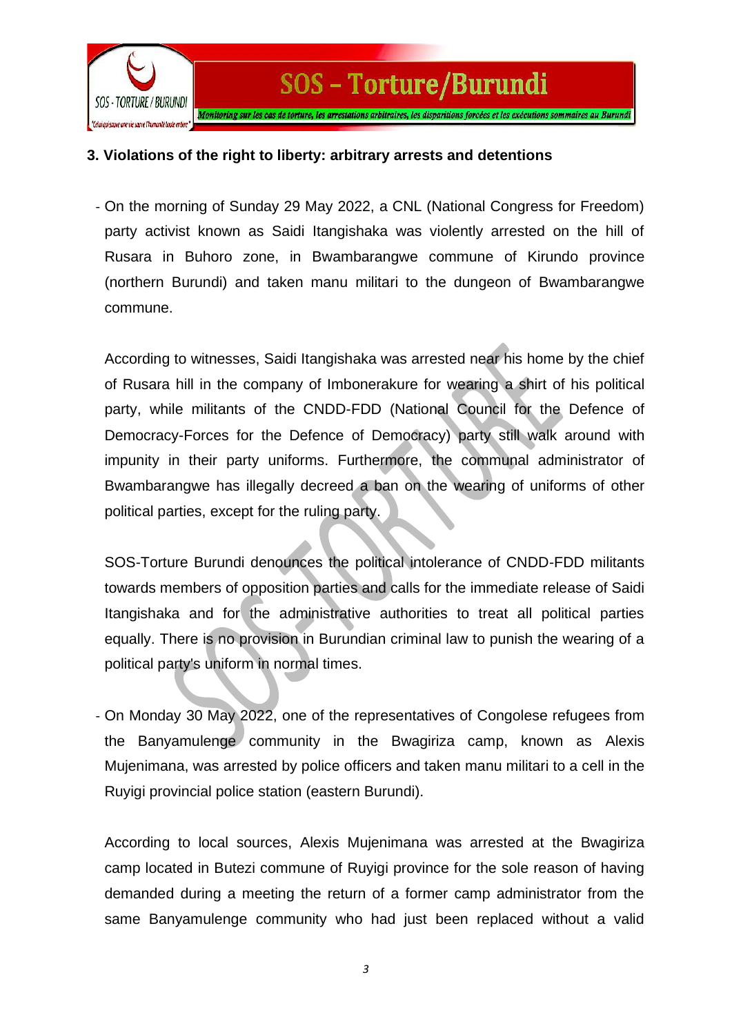### 3. Violations of the right to liberty: arbitrary arrests and detentions

- On the morning of Sunday 29 May 2022, a CNL (National Congress for Freedom) party activist known as Saidi Itangishaka was violently arrested on the hill of Rusara in Buhoro zone, in Bwambarangwe commune of Kirundo province (northern Burundi) and taken manu militari to the dungeon of Bwambarangwe commune.

  According to witnesses, Saidi Itangishaka was arrested near his home by the chief of Rusara hill in the company of Imbonerakure for wearing a shirt of his political party, while militants of the CNDD-FDD (National Council for the Defence of Democracy-Forces for the Defence of Democracy) party still walk around with impunity in their party uniforms. Furthermore, the communal administrator of Bwambarangwe has illegally decreed a ban on the wearing of uniforms of other political parties, except for the ruling party.

  SOS-Torture Burundi denounces the political intolerance of CNDD-FDD militants towards members of opposition parties and calls for the immediate release of Saidi Itangishaka and for the administrative authorities to treat all political parties equally. There is no provision in Burundian criminal law to punish the wearing of a political party's uniform in normal times.

- On Monday 30 May 2022, one of the representatives of Congolese refugees from the Banyamulenge community in the Bwagiriza camp, known as Alexis Mujenimana, was arrested by police officers and taken manu militari to a cell in the Ruyigi provincial police station (eastern Burundi).

  According to local sources, Alexis Mujenimana was arrested at the Bwagiriza camp located in Butezi commune of Ruyigi province for the sole reason of having demanded during a meeting the return of a former camp administrator from the same Banyamulenge community who had just been replaced without a valid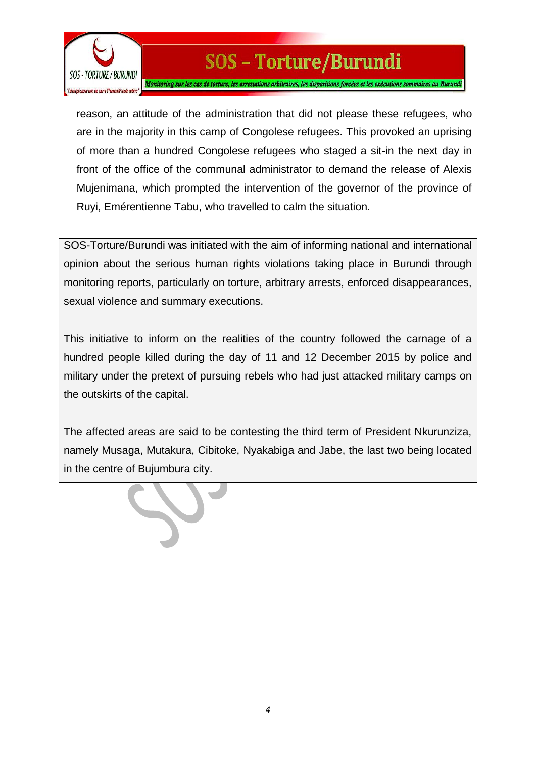reason, an attitude of the administration that did not please these refugees, who are in the majority in this camp of Congolese refugees. This provoked an uprising of more than a hundred Congolese refugees who staged a sit-in the next day in front of the office of the communal administrator to demand the release of Alexis Mujenimana, which prompted the intervention of the governor of the province of Ruyi, Emérentienne Tabu, who travelled to calm the situation.

SOS-Torture/Burundi was initiated with the aim of informing national and international opinion about the serious human rights violations taking place in Burundi through monitoring reports, particularly on torture, arbitrary arrests, enforced disappearances, sexual violence and summary executions.

This initiative to inform on the realities of the country followed the carnage of a hundred people killed during the day of 11 and 12 December 2015 by police and military under the pretext of pursuing rebels who had just attacked military camps on the outskirts of the capital.

The affected areas are said to be contesting the third term of President Nkurunziza, namely Musaga, Mutakura, Cibitoke, Nyakabiga and Jabe, the last two being located in the centre of Bujumbura city.